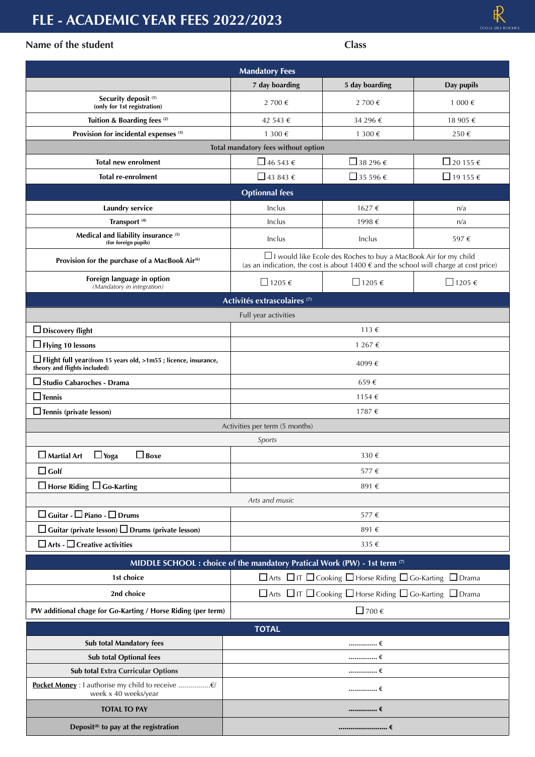# FLE - ACADEMIC YEAR FEES 2022/2023

**Name of the student** **Class**

| **Mandatory Fees** | | | |
|---|---|---|---|
| | **7 day boarding** | **5 day boarding** | **Day pupils** |
| **Security deposit** [1] **(only for 1st registration)** | 2 700 € | 2 700 € | 1 000 € |
| **Tuition & Boarding fees** [2] | 42 543 € | 34 296 € | 18 905 € |
| **Provision for incidental expenses** [3] | 1 300 € | 1 300 € | 250 € |
| **Total mandatory fees without option** | | | |
| **Total new enrolment** | ☐ 46 543 € | ☐ 38 296 € | ☐ 20 155 € |
| **Total re-enrolment** | ☐ 43 843 € | ☐ 35 596 € | ☐ 19 155 € |
| **Optionnal fees** | | | |
| **Laundry service** | Inclus | 1627 € | n/a |
| **Transport** [4] | Inclus | 1998 € | n/a |
| **Medical and liability insurance** [5] **(for foreign pupils)** | Inclus | Inclus | 597 € |
| **Provision for the purchase of a MacBook Air**[6] | ☐ I would like Ecole des Roches to buy a MacBook Air for my child (as an indication, the cost is about 1400 € and the school will charge at cost price) | | |
| **Foreign language in option** *(Mandatory in integration)* | ☐ 1205 € | ☐ 1205 € | ☐ 1205 € |

| **Activités extrascolaires** [7] | |
|---|---|
| Full year activities | |
| ☐ **Discovery flight** | 113 € |
| ☐ **Flying 10 lessons** | 1 267 € |
| ☐ **Flight full year** (from 15 years old, >1m55 ; licence, insurance, theory and flights included) | 4099 € |
| ☐ **Studio Cabaroches - Drama** | 659 € |
| ☐ **Tennis** | 1154 € |
| ☐ **Tennis (private lesson)** | 1787 € |
| Activities per term (5 months) | |
| *Sports* | |
| ☐ **Martial Art** ☐ **Yoga** ☐ **Boxe** | 330 € |
| ☐ **Golf** | 577 € |
| ☐ **Horse Riding** ☐ **Go-Karting** | 891 € |
| *Arts and music* | |
| ☐ **Guitar** - ☐ **Piano** - ☐ **Drums** | 577 € |
| ☐ **Guitar (private lesson)** ☐ **Drums (private lesson)** | 891 € |
| ☐ **Arts** - ☐ **Creative activities** | 335 € |

| **MIDDLE SCHOOL : choice of the mandatory Pratical Work (PW) - 1st term** [7] | |
|---|---|
| **1st choice** | ☐ Arts ☐ IT ☐ Cooking ☐ Horse Riding ☐ Go-Karting ☐ Drama |
| **2nd choice** | ☐ Arts ☐ IT ☐ Cooking ☐ Horse Riding ☐ Go-Karting ☐ Drama |
| **PW additional chage for Go-Karting / Horse Riding (per term)** | ☐ 700 € |

| **TOTAL** | |
|---|---|
| **Sub total Mandatory fees** | .............. € |
| **Sub total Optional fees** | .............. € |
| **Sub total Extra Curricular Options** | .............. € |
| **Pocket Money** : I authorise my child to receive ................€/ week x 40 weeks/year | .............. € |
| **TOTAL TO PAY** | **.............. €** |
| **Deposit**[8] **to pay at the registration** | **........................ €** |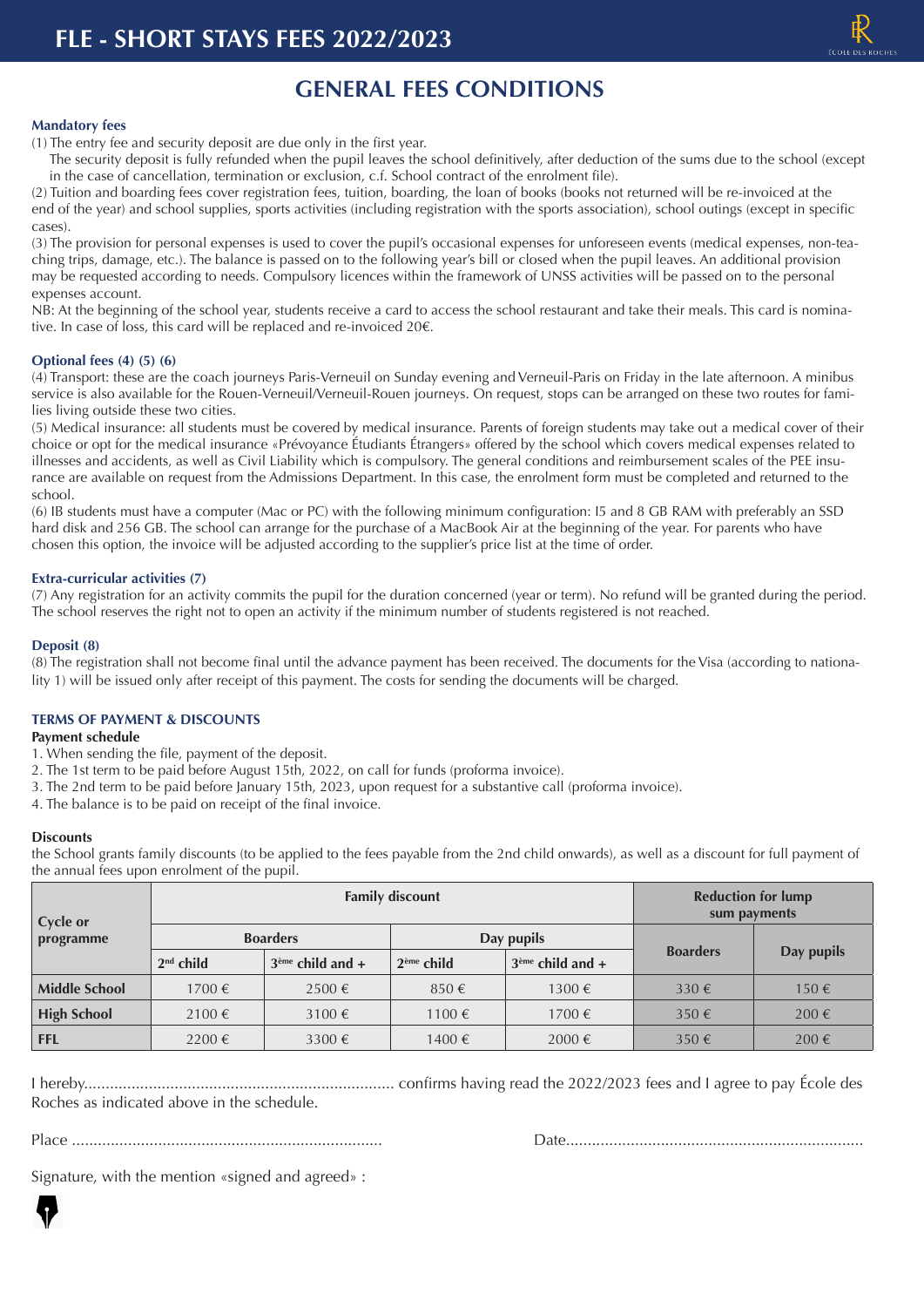# FLE - SHORT STAYS FEES 2022/2023

## GENERAL FEES CONDITIONS

### Mandatory fees

(1) The entry fee and security deposit are due only in the first year.
The security deposit is fully refunded when the pupil leaves the school definitively, after deduction of the sums due to the school (except in the case of cancellation, termination or exclusion, c.f. School contract of the enrolment file).

(2) Tuition and boarding fees cover registration fees, tuition, boarding, the loan of books (books not returned will be re-invoiced at the end of the year) and school supplies, sports activities (including registration with the sports association), school outings (except in specific cases).

(3) The provision for personal expenses is used to cover the pupil's occasional expenses for unforeseen events (medical expenses, non-teaching trips, damage, etc.). The balance is passed on to the following year's bill or closed when the pupil leaves. An additional provision may be requested according to needs. Compulsory licences within the framework of UNSS activities will be passed on to the personal expenses account.

NB: At the beginning of the school year, students receive a card to access the school restaurant and take their meals. This card is nominative. In case of loss, this card will be replaced and re-invoiced 20€.

### Optional fees (4) (5) (6)

(4) Transport: these are the coach journeys Paris-Verneuil on Sunday evening and Verneuil-Paris on Friday in the late afternoon. A minibus service is also available for the Rouen-Verneuil/Verneuil-Rouen journeys. On request, stops can be arranged on these two routes for families living outside these two cities.

(5) Medical insurance: all students must be covered by medical insurance. Parents of foreign students may take out a medical cover of their choice or opt for the medical insurance «Prévoyance Étudiants Étrangers» offered by the school which covers medical expenses related to illnesses and accidents, as well as Civil Liability which is compulsory. The general conditions and reimbursement scales of the PEE insurance are available on request from the Admissions Department. In this case, the enrolment form must be completed and returned to the school.

(6) IB students must have a computer (Mac or PC) with the following minimum configuration: I5 and 8 GB RAM with preferably an SSD hard disk and 256 GB. The school can arrange for the purchase of a MacBook Air at the beginning of the year. For parents who have chosen this option, the invoice will be adjusted according to the supplier's price list at the time of order.

### Extra-curricular activities (7)

(7) Any registration for an activity commits the pupil for the duration concerned (year or term). No refund will be granted during the period. The school reserves the right not to open an activity if the minimum number of students registered is not reached.

### Deposit (8)

(8) The registration shall not become final until the advance payment has been received. The documents for the Visa (according to nationality 1) will be issued only after receipt of this payment. The costs for sending the documents will be charged.

### TERMS OF PAYMENT & DISCOUNTS

**Payment schedule**

1. When sending the file, payment of the deposit.
2. The 1st term to be paid before August 15th, 2022, on call for funds (proforma invoice).
3. The 2nd term to be paid before January 15th, 2023, upon request for a substantive call (proforma invoice).
4. The balance is to be paid on receipt of the final invoice.

**Discounts**

the School grants family discounts (to be applied to the fees payable from the 2nd child onwards), as well as a discount for full payment of the annual fees upon enrolment of the pupil.

| Cycle or programme | Family discount | | | | Reduction for lump sum payments | |
|---|---|---|---|---|---|---|
| | Boarders | | Day pupils | | Boarders | Day pupils |
| | 2nd child | 3ème child and + | 2ème child | 3ème child and + | | |
| **Middle School** | 1700 € | 2500 € | 850 € | 1300 € | 330 € | 150 € |
| **High School** | 2100 € | 3100 € | 1100 € | 1700 € | 350 € | 200 € |
| **FFL** | 2200 € | 3300 € | 1400 € | 2000 € | 350 € | 200 € |

I hereby........................................................................ confirms having read the 2022/2023 fees and I agree to pay École des Roches as indicated above in the schedule.

Place ........................................................................ Date.....................................................................

Signature, with the mention «signed and agreed» :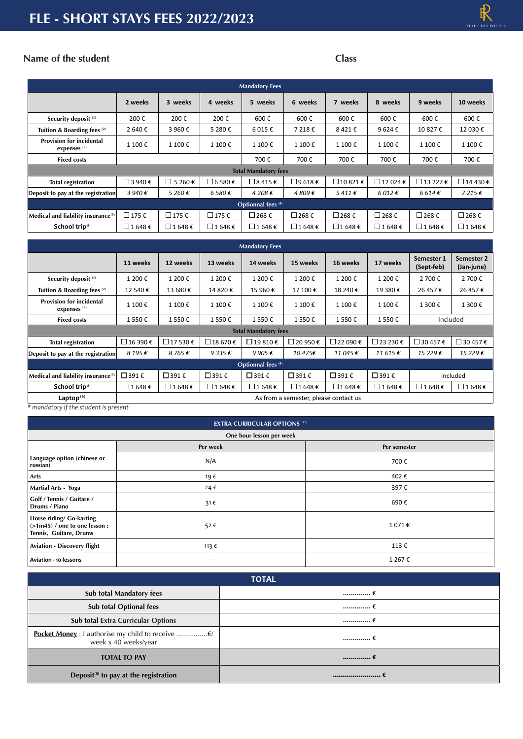# FLE - SHORT STAYS FEES 2022/2023

**Name of the student** **Class**

| Mandatory Fees | | | | | | | | | |
|---|---|---|---|---|---|---|---|---|---|
| | 2 weeks | 3 weeks | 4 weeks | 5 weeks | 6 weeks | 7 weeks | 8 weeks | 9 weeks | 10 weeks |
| Security deposit [1] | 200 € | 200 € | 200 € | 600 € | 600 € | 600 € | 600 € | 600 € | 600 € |
| Tuition & Boarding fees [2] | 2 640 € | 3 960 € | 5 280 € | 6 015 € | 7 218 € | 8 421 € | 9 624 € | 10 827 € | 12 030 € |
| Provision for incidental expenses [3] | 1 100 € | 1 100 € | 1 100 € | 1 100 € | 1 100 € | 1 100 € | 1 100 € | 1 100 € | 1 100 € |
| Fixed costs | | | | 700 € | 700 € | 700 € | 700 € | 700 € | 700 € |
| **Total Mandatory fees** | | | | | | | | | |
| Total registration | ☐ 3 940 € | ☐ 5 260 € | ☐ 6 580 € | ☐ 8 415 € | ☐ 9 618 € | ☐ 10 821 € | ☐ 12 024 € | ☐ 13 227 € | ☐ 14 430 € |
| Deposit to pay at the registration | *3 940 €* | *5 260 €* | *6 580 €* | *4 208 €* | *4 809 €* | *5 411 €* | *6 012 €* | *6 614 €* | *7 215 €* |
| **Optionnal fees [4]** | | | | | | | | | |
| Medical and liability insurance[5] | ☐ 175 € | ☐ 175 € | ☐ 175 € | ☐ 268 € | ☐ 268 € | ☐ 268 € | ☐ 268 € | ☐ 268 € | ☐ 268 € |
| School trip* | ☐ 1 648 € | ☐ 1 648 € | ☐ 1 648 € | ☐ 1 648 € | ☐ 1 648 € | ☐ 1 648 € | ☐ 1 648 € | ☐ 1 648 € | ☐ 1 648 € |

| Mandatory Fees | | | | | | | | | |
|---|---|---|---|---|---|---|---|---|---|
| | 11 weeks | 12 weeks | 13 weeks | 14 weeks | 15 weeks | 16 weeks | 17 weeks | Semester 1 (Sept-feb) | Semester 2 (Jan-june) |
| Security deposit [1] | 1 200 € | 1 200 € | 1 200 € | 1 200 € | 1 200 € | 1 200 € | 1 200 € | 2 700 € | 2 700 € |
| Tuition & Boarding fees [2] | 12 540 € | 13 680 € | 14 820 € | 15 960 € | 17 100 € | 18 240 € | 19 380 € | 26 457 € | 26 457 € |
| Provision for incidental expenses [3] | 1 100 € | 1 100 € | 1 100 € | 1 100 € | 1 100 € | 1 100 € | 1 100 € | 1 300 € | 1 300 € |
| Fixed costs | 1 550 € | 1 550 € | 1 550 € | 1 550 € | 1 550 € | 1 550 € | 1 550 € | Included | |
| **Total Mandatory fees** | | | | | | | | | |
| Total registration | ☐ 16 390 € | ☐ 17 530 € | ☐ 18 670 € | ☐ 19 810 € | ☐ 20 950 € | ☐ 22 090 € | ☐ 23 230 € | ☐ 30 457 € | ☐ 30 457 € |
| Deposit to pay at the registration | *8 195 €* | *8 765 €* | *9 335 €* | *9 905 €* | *10 475€* | *11 045 €* | *11 615 €* | *15 229 €* | *15 229 €* |
| **Optionnal fees [4]** | | | | | | | | | |
| Medical and liability insurance[5] | ☐ 391 € | ☐ 391 € | ☐ 391 € | ☐ 391 € | ☐ 391 € | ☐ 391 € | ☐ 391 € | included | |
| School trip* | ☐ 1 648 € | ☐ 1 648 € | ☐ 1 648 € | ☐ 1 648 € | ☐ 1 648 € | ☐ 1 648 € | ☐ 1 648 € | ☐ 1 648 € | ☐ 1 648 € |
| Laptop [6] | As from a semester, please contact us | | | | | | | | |

*\* mandatory if the student is present*

| EXTRA CURRICULAR OPTIONS [7] | | |
|---|---|---|
| **One hour lesson per week** | | |
| | Per week | Per semester |
| Language option (chinese or russian) | N/A | 700 € |
| Arts | 19 € | 402 € |
| Martial Arts - Yoga | 24 € | 397 € |
| Golf / Tennis / Guitare / Drums / Piano | 31 € | 690 € |
| Horse riding/ Go-karting (>1m45) / one to one lesson : Tennis, Guitare, Drums | 52 € | 1 071 € |
| Aviation - Discovery flight | 113 € | 113 € |
| Aviation - 10 lessons | - | 1 267 € |

| TOTAL | |
|---|---|
| Sub total Mandatory fees | .............. € |
| Sub total Optional fees | .............. € |
| Sub total Extra Curricular Options | .............. € |
| **Pocket Money** : I authorise my child to receive ................€/ week x 40 weeks/year | .............. € |
| **TOTAL TO PAY** | .............. € |
| **Deposit[8] to pay at the registration** | ........................ € |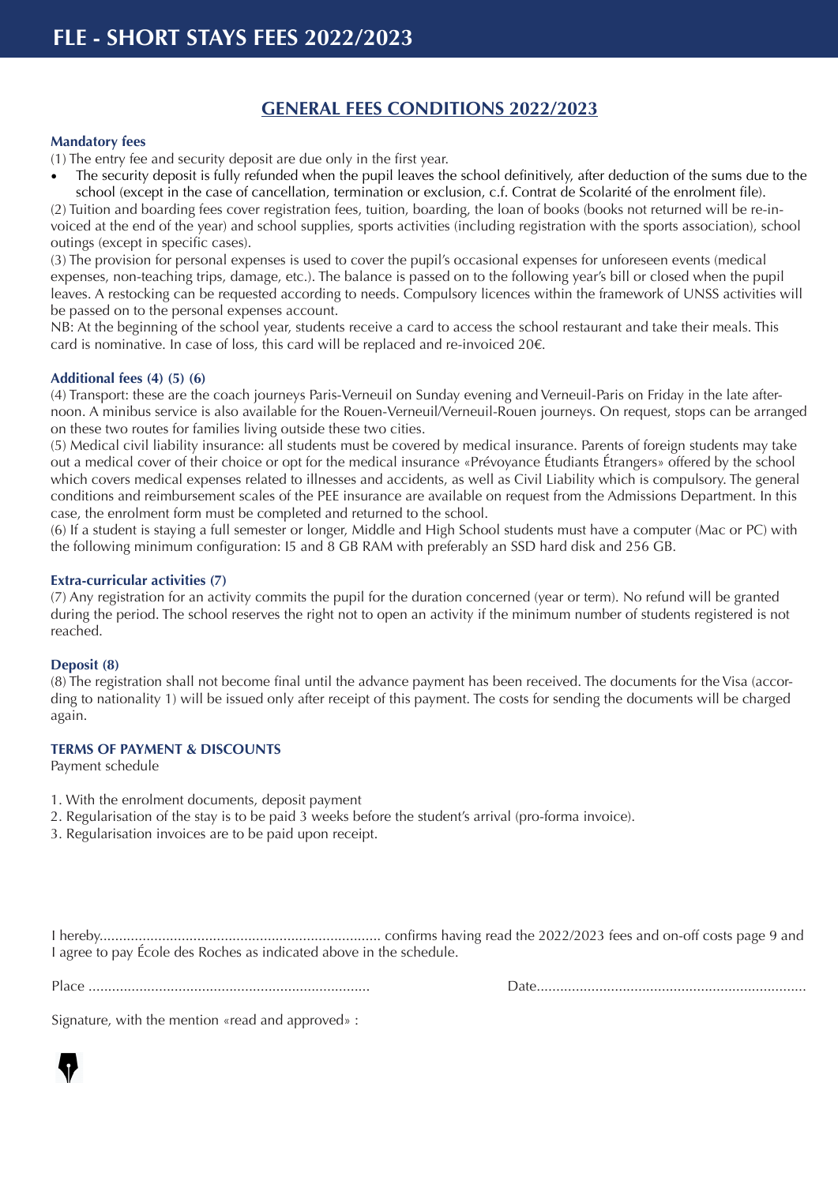# FLE - SHORT STAYS FEES 2022/2023

## GENERAL FEES CONDITIONS 2022/2023

**Mandatory fees**

(1) The entry fee and security deposit are due only in the first year.

- The security deposit is fully refunded when the pupil leaves the school definitively, after deduction of the sums due to the school (except in the case of cancellation, termination or exclusion, c.f. Contrat de Scolarité of the enrolment file).

(2) Tuition and boarding fees cover registration fees, tuition, boarding, the loan of books (books not returned will be re-invoiced at the end of the year) and school supplies, sports activities (including registration with the sports association), school outings (except in specific cases).

(3) The provision for personal expenses is used to cover the pupil's occasional expenses for unforeseen events (medical expenses, non-teaching trips, damage, etc.). The balance is passed on to the following year's bill or closed when the pupil leaves. A restocking can be requested according to needs. Compulsory licences within the framework of UNSS activities will be passed on to the personal expenses account.

NB: At the beginning of the school year, students receive a card to access the school restaurant and take their meals. This card is nominative. In case of loss, this card will be replaced and re-invoiced 20€.

**Additional fees (4) (5) (6)**

(4) Transport: these are the coach journeys Paris-Verneuil on Sunday evening and Verneuil-Paris on Friday in the late afternoon. A minibus service is also available for the Rouen-Verneuil/Verneuil-Rouen journeys. On request, stops can be arranged on these two routes for families living outside these two cities.

(5) Medical civil liability insurance: all students must be covered by medical insurance. Parents of foreign students may take out a medical cover of their choice or opt for the medical insurance «Prévoyance Étudiants Étrangers» offered by the school which covers medical expenses related to illnesses and accidents, as well as Civil Liability which is compulsory. The general conditions and reimbursement scales of the PEE insurance are available on request from the Admissions Department. In this case, the enrolment form must be completed and returned to the school.

(6) If a student is staying a full semester or longer, Middle and High School students must have a computer (Mac or PC) with the following minimum configuration: I5 and 8 GB RAM with preferably an SSD hard disk and 256 GB.

**Extra-curricular activities (7)**

(7) Any registration for an activity commits the pupil for the duration concerned (year or term). No refund will be granted during the period. The school reserves the right not to open an activity if the minimum number of students registered is not reached.

**Deposit (8)**

(8) The registration shall not become final until the advance payment has been received. The documents for the Visa (according to nationality 1) will be issued only after receipt of this payment. The costs for sending the documents will be charged again.

**TERMS OF PAYMENT & DISCOUNTS**

Payment schedule

1. With the enrolment documents, deposit payment
2. Regularisation of the stay is to be paid 3 weeks before the student's arrival (pro-forma invoice).
3. Regularisation invoices are to be paid upon receipt.

I hereby........................................................................ confirms having read the 2022/2023 fees and on-off costs page 9 and I agree to pay École des Roches as indicated above in the schedule.

Place ........................................................................ Date.....................................................................

Signature, with the mention «read and approved» :